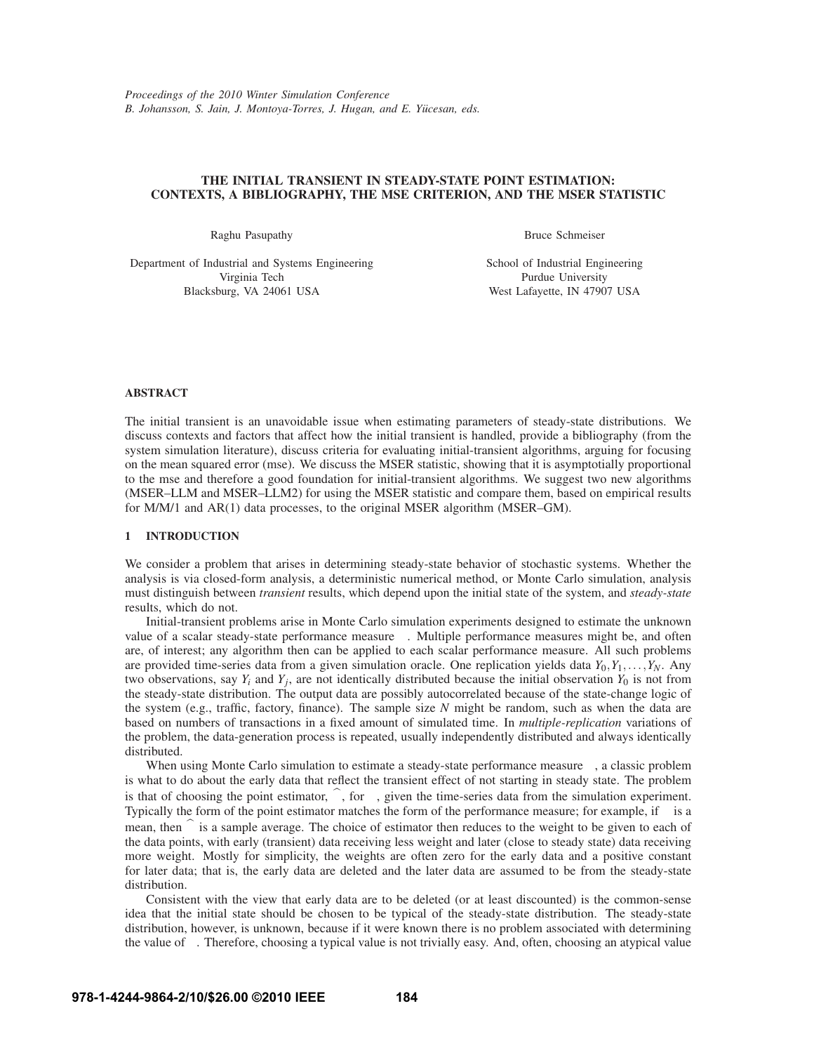*Proceedings of the 2010 Winter Simulation Conference*
*B. Johansson, S. Jain, J. Montoya-Torres, J. Hugan, and E. Yücesan, eds.*

# THE INITIAL TRANSIENT IN STEADY-STATE POINT ESTIMATION: CONTEXTS, A BIBLIOGRAPHY, THE MSE CRITERION, AND THE MSER STATISTIC

Raghu Pasupathy

Department of Industrial and Systems Engineering
Virginia Tech
Blacksburg, VA 24061 USA

Bruce Schmeiser

School of Industrial Engineering
Purdue University
West Lafayette, IN 47907 USA

## ABSTRACT

The initial transient is an unavoidable issue when estimating parameters of steady-state distributions. We discuss contexts and factors that affect how the initial transient is handled, provide a bibliography (from the system simulation literature), discuss criteria for evaluating initial-transient algorithms, arguing for focusing on the mean squared error (mse). We discuss the MSER statistic, showing that it is asymptotially proportional to the mse and therefore a good foundation for initial-transient algorithms. We suggest two new algorithms (MSER–LLM and MSER–LLM2) for using the MSER statistic and compare them, based on empirical results for M/M/1 and AR(1) data processes, to the original MSER algorithm (MSER–GM).

## 1 INTRODUCTION

We consider a problem that arises in determining steady-state behavior of stochastic systems. Whether the analysis is via closed-form analysis, a deterministic numerical method, or Monte Carlo simulation, analysis must distinguish between *transient* results, which depend upon the initial state of the system, and *steady-state* results, which do not.

Initial-transient problems arise in Monte Carlo simulation experiments designed to estimate the unknown value of a scalar steady-state performance measure $\theta$. Multiple performance measures might be, and often are, of interest; any algorithm then can be applied to each scalar performance measure. All such problems are provided time-series data from a given simulation oracle. One replication yields data $Y_0, Y_1, \ldots, Y_N$. Any two observations, say $Y_i$ and $Y_j$, are not identically distributed because the initial observation $Y_0$ is not from the steady-state distribution. The output data are possibly autocorrelated because of the state-change logic of the system (e.g., traffic, factory, finance). The sample size $N$ might be random, such as when the data are based on numbers of transactions in a fixed amount of simulated time. In *multiple-replication* variations of the problem, the data-generation process is repeated, usually independently distributed and always identically distributed.

When using Monte Carlo simulation to estimate a steady-state performance measure $\theta$, a classic problem is what to do about the early data that reflect the transient effect of not starting in steady state. The problem is that of choosing the point estimator, $\widehat{\theta}$, for $\theta$, given the time-series data from the simulation experiment. Typically the form of the point estimator matches the form of the performance measure; for example, if $\theta$ is a mean, then $\widehat{\theta}$ is a sample average. The choice of estimator then reduces to the weight to be given to each of the data points, with early (transient) data receiving less weight and later (close to steady state) data receiving more weight. Mostly for simplicity, the weights are often zero for the early data and a positive constant for later data; that is, the early data are deleted and the later data are assumed to be from the steady-state distribution.

Consistent with the view that early data are to be deleted (or at least discounted) is the common-sense idea that the initial state should be chosen to be typical of the steady-state distribution. The steady-state distribution, however, is unknown, because if it were known there is no problem associated with determining the value of $\theta$. Therefore, choosing a typical value is not trivially easy. And, often, choosing an atypical value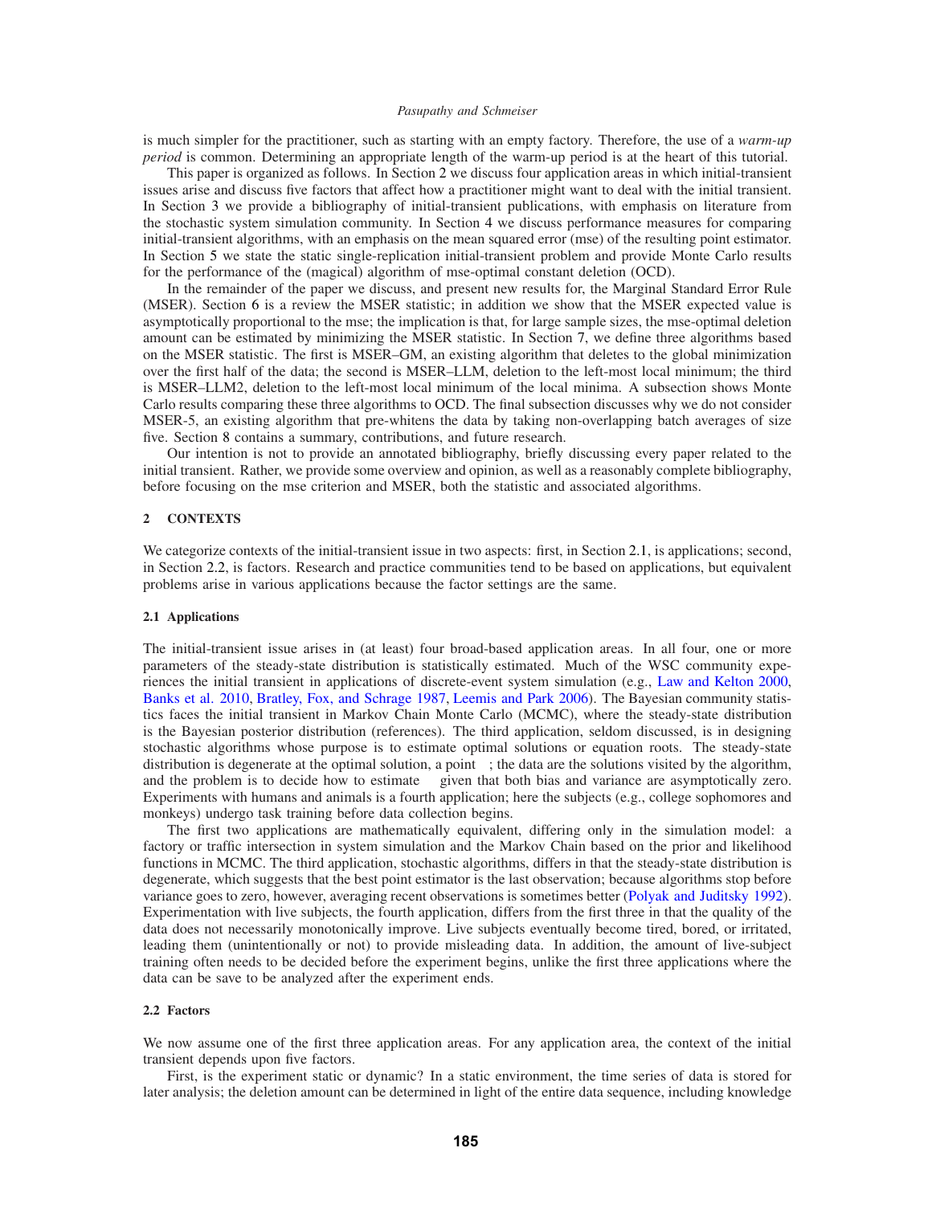is much simpler for the practitioner, such as starting with an empty factory. Therefore, the use of a *warm-up period* is common. Determining an appropriate length of the warm-up period is at the heart of this tutorial.

This paper is organized as follows. In Section 2 we discuss four application areas in which initial-transient issues arise and discuss five factors that affect how a practitioner might want to deal with the initial transient. In Section 3 we provide a bibliography of initial-transient publications, with emphasis on literature from the stochastic system simulation community. In Section 4 we discuss performance measures for comparing initial-transient algorithms, with an emphasis on the mean squared error (mse) of the resulting point estimator. In Section 5 we state the static single-replication initial-transient problem and provide Monte Carlo results for the performance of the (magical) algorithm of mse-optimal constant deletion (OCD).

In the remainder of the paper we discuss, and present new results for, the Marginal Standard Error Rule (MSER). Section 6 is a review the MSER statistic; in addition we show that the MSER expected value is asymptotically proportional to the mse; the implication is that, for large sample sizes, the mse-optimal deletion amount can be estimated by minimizing the MSER statistic. In Section 7, we define three algorithms based on the MSER statistic. The first is MSER–GM, an existing algorithm that deletes to the global minimization over the first half of the data; the second is MSER–LLM, deletion to the left-most local minimum; the third is MSER–LLM2, deletion to the left-most local minimum of the local minima. A subsection shows Monte Carlo results comparing these three algorithms to OCD. The final subsection discusses why we do not consider MSER-5, an existing algorithm that pre-whitens the data by taking non-overlapping batch averages of size five. Section 8 contains a summary, contributions, and future research.

Our intention is not to provide an annotated bibliography, briefly discussing every paper related to the initial transient. Rather, we provide some overview and opinion, as well as a reasonably complete bibliography, before focusing on the mse criterion and MSER, both the statistic and associated algorithms.

## 2 CONTEXTS

We categorize contexts of the initial-transient issue in two aspects: first, in Section 2.1, is applications; second, in Section 2.2, is factors. Research and practice communities tend to be based on applications, but equivalent problems arise in various applications because the factor settings are the same.

### 2.1 Applications

The initial-transient issue arises in (at least) four broad-based application areas. In all four, one or more parameters of the steady-state distribution is statistically estimated. Much of the WSC community experiences the initial transient in applications of discrete-event system simulation (e.g., Law and Kelton 2000, Banks et al. 2010, Bratley, Fox, and Schrage 1987, Leemis and Park 2006). The Bayesian community statistics faces the initial transient in Markov Chain Monte Carlo (MCMC), where the steady-state distribution is the Bayesian posterior distribution (references). The third application, seldom discussed, is in designing stochastic algorithms whose purpose is to estimate optimal solutions or equation roots. The steady-state distribution is degenerate at the optimal solution, a point ; the data are the solutions visited by the algorithm, and the problem is to decide how to estimate given that both bias and variance are asymptotically zero. Experiments with humans and animals is a fourth application; here the subjects (e.g., college sophomores and monkeys) undergo task training before data collection begins.

The first two applications are mathematically equivalent, differing only in the simulation model: a factory or traffic intersection in system simulation and the Markov Chain based on the prior and likelihood functions in MCMC. The third application, stochastic algorithms, differs in that the steady-state distribution is degenerate, which suggests that the best point estimator is the last observation; because algorithms stop before variance goes to zero, however, averaging recent observations is sometimes better (Polyak and Juditsky 1992). Experimentation with live subjects, the fourth application, differs from the first three in that the quality of the data does not necessarily monotonically improve. Live subjects eventually become tired, bored, or irritated, leading them (unintentionally or not) to provide misleading data. In addition, the amount of live-subject training often needs to be decided before the experiment begins, unlike the first three applications where the data can be save to be analyzed after the experiment ends.

### 2.2 Factors

We now assume one of the first three application areas. For any application area, the context of the initial transient depends upon five factors.

First, is the experiment static or dynamic? In a static environment, the time series of data is stored for later analysis; the deletion amount can be determined in light of the entire data sequence, including knowledge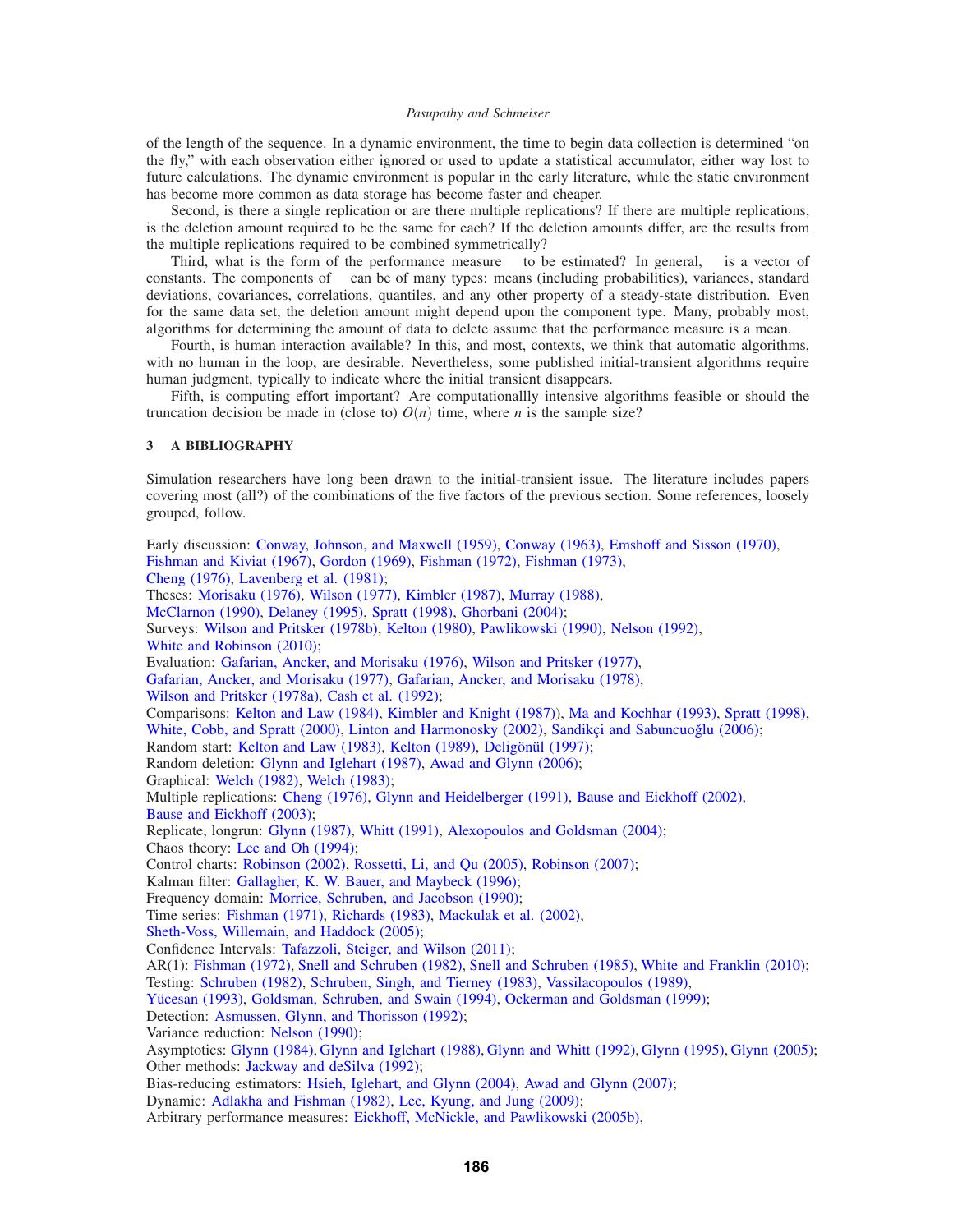of the length of the sequence. In a dynamic environment, the time to begin data collection is determined "on the fly," with each observation either ignored or used to update a statistical accumulator, either way lost to future calculations. The dynamic environment is popular in the early literature, while the static environment has become more common as data storage has become faster and cheaper.

Second, is there a single replication or are there multiple replications? If there are multiple replications, is the deletion amount required to be the same for each? If the deletion amounts differ, are the results from the multiple replications required to be combined symmetrically?

Third, what is the form of the performance measure to be estimated? In general, is a vector of constants. The components of can be of many types: means (including probabilities), variances, standard deviations, covariances, correlations, quantiles, and any other property of a steady-state distribution. Even for the same data set, the deletion amount might depend upon the component type. Many, probably most, algorithms for determining the amount of data to delete assume that the performance measure is a mean.

Fourth, is human interaction available? In this, and most, contexts, we think that automatic algorithms, with no human in the loop, are desirable. Nevertheless, some published initial-transient algorithms require human judgment, typically to indicate where the initial transient disappears.

Fifth, is computing effort important? Are computationallly intensive algorithms feasible or should the truncation decision be made in (close to) $O(n)$ time, where $n$ is the sample size?

## 3 A BIBLIOGRAPHY

Simulation researchers have long been drawn to the initial-transient issue. The literature includes papers covering most (all?) of the combinations of the five factors of the previous section. Some references, loosely grouped, follow.

Early discussion: Conway, Johnson, and Maxwell (1959), Conway (1963), Emshoff and Sisson (1970), Fishman and Kiviat (1967), Gordon (1969), Fishman (1972), Fishman (1973), Cheng (1976), Lavenberg et al. (1981);
Theses: Morisaku (1976), Wilson (1977), Kimbler (1987), Murray (1988), McClarnon (1990), Delaney (1995), Spratt (1998), Ghorbani (2004);
Surveys: Wilson and Pritsker (1978b), Kelton (1980), Pawlikowski (1990), Nelson (1992), White and Robinson (2010);
Evaluation: Gafarian, Ancker, and Morisaku (1976), Wilson and Pritsker (1977), Gafarian, Ancker, and Morisaku (1977), Gafarian, Ancker, and Morisaku (1978), Wilson and Pritsker (1978a), Cash et al. (1992);
Comparisons: Kelton and Law (1984), Kimbler and Knight (1987)), Ma and Kochhar (1993), Spratt (1998), White, Cobb, and Spratt (2000), Linton and Harmonosky (2002), Sandikçi and Sabuncuoğlu (2006);
Random start: Kelton and Law (1983), Kelton (1989), Deligönül (1997);
Random deletion: Glynn and Iglehart (1987), Awad and Glynn (2006);
Graphical: Welch (1982), Welch (1983);
Multiple replications: Cheng (1976), Glynn and Heidelberger (1991), Bause and Eickhoff (2002), Bause and Eickhoff (2003);
Replicate, longrun: Glynn (1987), Whitt (1991), Alexopoulos and Goldsman (2004);
Chaos theory: Lee and Oh (1994);
Control charts: Robinson (2002), Rossetti, Li, and Qu (2005), Robinson (2007);
Kalman filter: Gallagher, K. W. Bauer, and Maybeck (1996);
Frequency domain: Morrice, Schruben, and Jacobson (1990);
Time series: Fishman (1971), Richards (1983), Mackulak et al. (2002), Sheth-Voss, Willemain, and Haddock (2005);
Confidence Intervals: Tafazzoli, Steiger, and Wilson (2011);
AR(1): Fishman (1972), Snell and Schruben (1982), Snell and Schruben (1985), White and Franklin (2010);
Testing: Schruben (1982), Schruben, Singh, and Tierney (1983), Vassilacopoulos (1989), Yücesan (1993), Goldsman, Schruben, and Swain (1994), Ockerman and Goldsman (1999);
Detection: Asmussen, Glynn, and Thorisson (1992);
Variance reduction: Nelson (1990);
Asymptotics: Glynn (1984), Glynn and Iglehart (1988), Glynn and Whitt (1992), Glynn (1995), Glynn (2005);
Other methods: Jackway and deSilva (1992);
Bias-reducing estimators: Hsieh, Iglehart, and Glynn (2004), Awad and Glynn (2007);
Dynamic: Adlakha and Fishman (1982), Lee, Kyung, and Jung (2009);
Arbitrary performance measures: Eickhoff, McNickle, and Pawlikowski (2005b),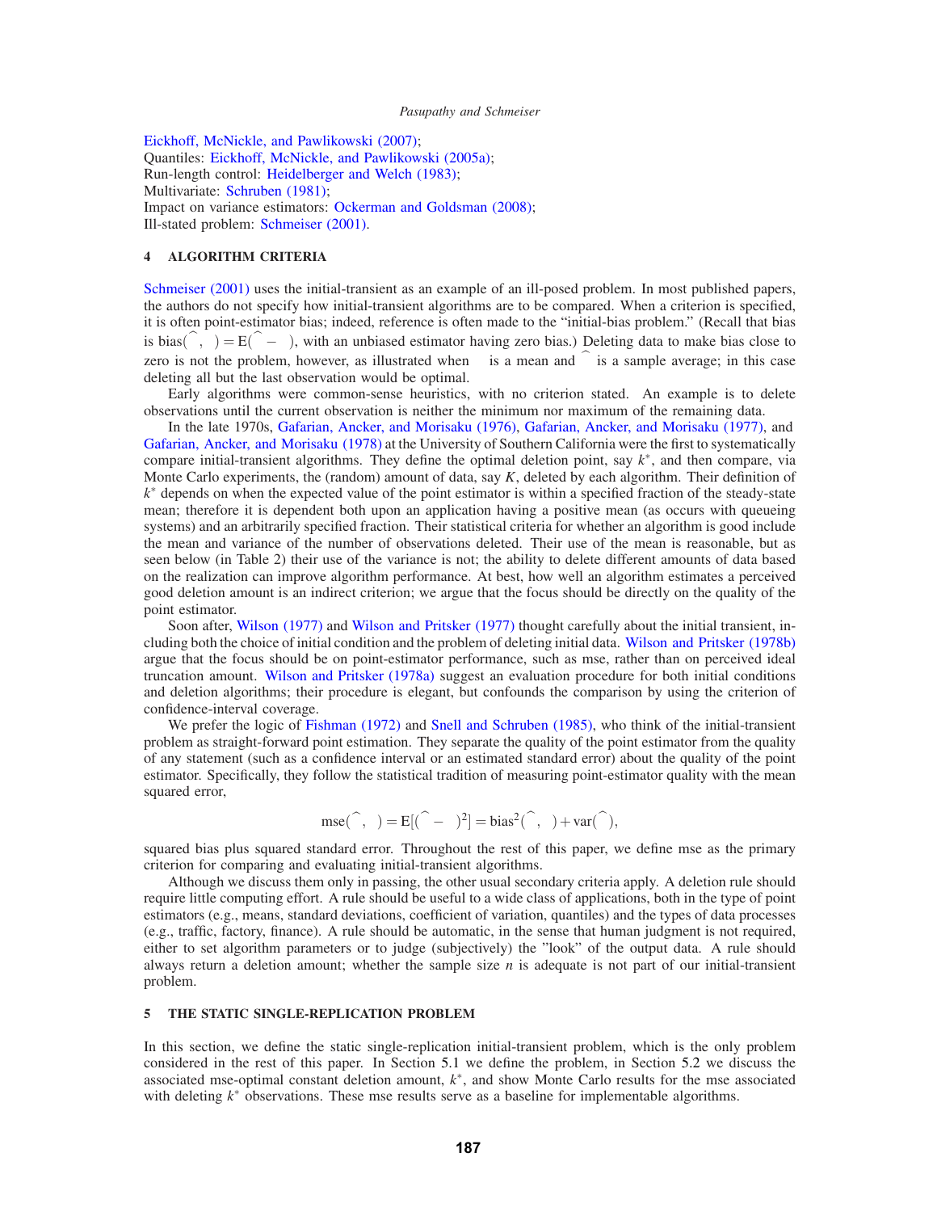Eickhoff, McNickle, and Pawlikowski (2007);
Quantiles: Eickhoff, McNickle, and Pawlikowski (2005a);
Run-length control: Heidelberger and Welch (1983);
Multivariate: Schruben (1981);
Impact on variance estimators: Ockerman and Goldsman (2008);
Ill-stated problem: Schmeiser (2001).

## 4 ALGORITHM CRITERIA

Schmeiser (2001) uses the initial-transient as an example of an ill-posed problem. In most published papers, the authors do not specify how initial-transient algorithms are to be compared. When a criterion is specified, it is often point-estimator bias; indeed, reference is often made to the "initial-bias problem." (Recall that bias is $\text{bias}(\hat{\theta}, \theta) = \text{E}(\hat{\theta} - \theta)$, with an unbiased estimator having zero bias.) Deleting data to make bias close to zero is not the problem, however, as illustrated when $\theta$ is a mean and $\hat{\theta}$ is a sample average; in this case deleting all but the last observation would be optimal.

Early algorithms were common-sense heuristics, with no criterion stated. An example is to delete observations until the current observation is neither the minimum nor maximum of the remaining data.

In the late 1970s, Gafarian, Ancker, and Morisaku (1976), Gafarian, Ancker, and Morisaku (1977), and Gafarian, Ancker, and Morisaku (1978) at the University of Southern California were the first to systematically compare initial-transient algorithms. They define the optimal deletion point, say $k^*$, and then compare, via Monte Carlo experiments, the (random) amount of data, say $K$, deleted by each algorithm. Their definition of $k^*$ depends on when the expected value of the point estimator is within a specified fraction of the steady-state mean; therefore it is dependent both upon an application having a positive mean (as occurs with queueing systems) and an arbitrarily specified fraction. Their statistical criteria for whether an algorithm is good include the mean and variance of the number of observations deleted. Their use of the mean is reasonable, but as seen below (in Table 2) their use of the variance is not; the ability to delete different amounts of data based on the realization can improve algorithm performance. At best, how well an algorithm estimates a perceived good deletion amount is an indirect criterion; we argue that the focus should be directly on the quality of the point estimator.

Soon after, Wilson (1977) and Wilson and Pritsker (1977) thought carefully about the initial transient, including both the choice of initial condition and the problem of deleting initial data. Wilson and Pritsker (1978b) argue that the focus should be on point-estimator performance, such as mse, rather than on perceived ideal truncation amount. Wilson and Pritsker (1978a) suggest an evaluation procedure for both initial conditions and deletion algorithms; their procedure is elegant, but confounds the comparison by using the criterion of confidence-interval coverage.

We prefer the logic of Fishman (1972) and Snell and Schruben (1985), who think of the initial-transient problem as straight-forward point estimation. They separate the quality of the point estimator from the quality of any statement (such as a confidence interval or an estimated standard error) about the quality of the point estimator. Specifically, they follow the statistical tradition of measuring point-estimator quality with the mean squared error,

$$\text{mse}(\hat{\theta}, \theta) = \text{E}[(\hat{\theta} - \theta)^2] = \text{bias}^2(\hat{\theta}, \theta) + \text{var}(\hat{\theta}),$$

squared bias plus squared standard error. Throughout the rest of this paper, we define mse as the primary criterion for comparing and evaluating initial-transient algorithms.

Although we discuss them only in passing, the other usual secondary criteria apply. A deletion rule should require little computing effort. A rule should be useful to a wide class of applications, both in the type of point estimators (e.g., means, standard deviations, coefficient of variation, quantiles) and the types of data processes (e.g., traffic, factory, finance). A rule should be automatic, in the sense that human judgment is not required, either to set algorithm parameters or to judge (subjectively) the "look" of the output data. A rule should always return a deletion amount; whether the sample size $n$ is adequate is not part of our initial-transient problem.

## 5 THE STATIC SINGLE-REPLICATION PROBLEM

In this section, we define the static single-replication initial-transient problem, which is the only problem considered in the rest of this paper. In Section 5.1 we define the problem, in Section 5.2 we discuss the associated mse-optimal constant deletion amount, $k^*$, and show Monte Carlo results for the mse associated with deleting $k^*$ observations. These mse results serve as a baseline for implementable algorithms.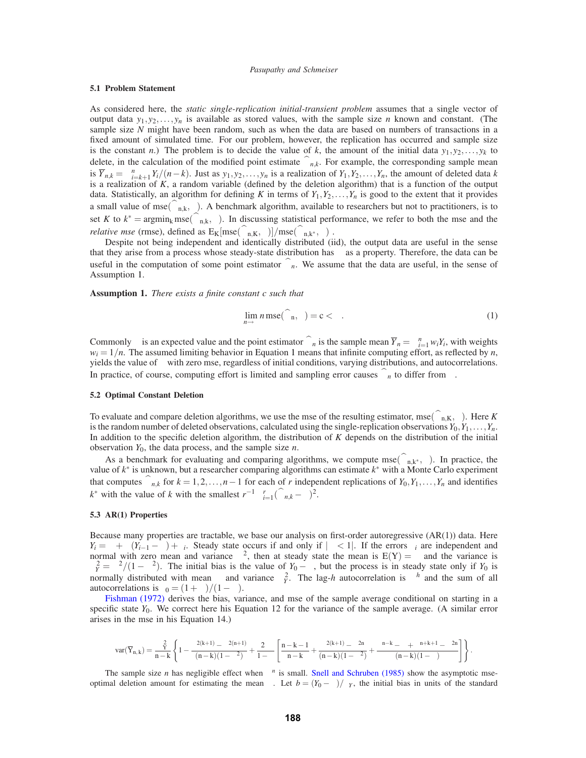### 5.1 Problem Statement

As considered here, the *static single-replication initial-transient problem* assumes that a single vector of output data $y_1, y_2, \ldots, y_n$ is available as stored values, with the sample size $n$ known and constant. (The sample size $N$ might have been random, such as when the data are based on numbers of transactions in a fixed amount of simulated time. For our problem, however, the replication has occurred and sample size is the constant $n$.) The problem is to decide the value of $k$, the amount of the initial data $y_1, y_2, \ldots, y_k$ to delete, in the calculation of the modified point estimate $\widehat{\theta}_{n,k}$. For example, the corresponding sample mean is $\overline{Y}_{n,k} = \sum_{i=k+1}^{n} Y_i/(n-k)$. Just as $y_1, y_2, \ldots, y_n$ is a realization of $Y_1, Y_2, \ldots, Y_n$, the amount of deleted data $k$ is a realization of $K$, a random variable (defined by the deletion algorithm) that is a function of the output data. Statistically, an algorithm for defining $K$ in terms of $Y_1, Y_2, \ldots, Y_n$ is good to the extent that it provides a small value of $\text{mse}(\widehat{\theta}_{n,K}, \theta)$. A benchmark algorithm, available to researchers but not to practitioners, is to set $K$ to $k^* = \text{argmin}_k \, \text{mse}(\widehat{\theta}_{n,k}, \theta)$. In discussing statistical performance, we refer to both the mse and the *relative mse* (rmse), defined as $\text{E}_K[\text{mse}(\widehat{\theta}_{n,K}, \theta)]/\text{mse}(\widehat{\theta}_{n,k^*}, \theta)$.

Despite not being independent and identically distributed (iid), the output data are useful in the sense that they arise from a process whose steady-state distribution has $\theta$ as a property. Therefore, the data can be useful in the computation of some point estimator $\widehat{\theta}_n$. We assume that the data are useful, in the sense of Assumption 1.

**Assumption 1.** *There exists a finite constant c such that*

$$\lim_{n \to \infty} n \, \text{mse}(\widehat{\theta}_n, \theta) = c < \infty. \tag{1}$$

Commonly $\theta$ is an expected value and the point estimator $\widehat{\theta}_n$ is the sample mean $\overline{Y}_n = \sum_{i=1}^{n} w_i Y_i$, with weights $w_i = 1/n$. The assumed limiting behavior in Equation 1 means that infinite computing effort, as reflected by $n$, yields the value of $\theta$ with zero mse, regardless of initial conditions, varying distributions, and autocorrelations. In practice, of course, computing effort is limited and sampling error causes $\widehat{\theta}_n$ to differ from $\theta$.

### 5.2 Optimal Constant Deletion

To evaluate and compare deletion algorithms, we use the mse of the resulting estimator, $\text{mse}(\widehat{\theta}_{n,K}, \theta)$. Here $K$ is the random number of deleted observations, calculated using the single-replication observations $Y_0, Y_1, \ldots, Y_n$. In addition to the specific deletion algorithm, the distribution of $K$ depends on the distribution of the initial observation $Y_0$, the data process, and the sample size $n$.

As a benchmark for evaluating and comparing algorithms, we compute $\text{mse}(\widehat{\theta}_{n,k^*}, \theta)$. In practice, the value of $k^*$ is unknown, but a researcher comparing algorithms can estimate $k^*$ with a Monte Carlo experiment that computes $\widehat{\theta}_{n,k}$ for $k = 1, 2, \ldots, n-1$ for each of $r$ independent replications of $Y_0, Y_1, \ldots, Y_n$ and identifies $k^*$ with the value of $k$ with the smallest $r^{-1} \sum_{i=1}^{r} (\widehat{\theta}_{n,k} - \theta)^2$.

### 5.3 AR(1) Properties

Because many properties are tractable, we base our analysis on first-order autoregressive (AR(1)) data. Here $Y_i = \mu + \phi(Y_{i-1} - \mu) + \epsilon_i$. Steady state occurs if and only if $|\phi| < 1|$. If the errors $\epsilon_i$ are independent and normal with zero mean and variance $\sigma^2$, then at steady state the mean is $\text{E}(Y) = \mu$ and the variance is $\sigma_Y^2 = \sigma^2/(1-\phi^2)$. The initial bias is the value of $Y_0 - \mu$, but the process is in steady state only if $Y_0$ is normally distributed with mean $\mu$ and variance $\sigma_Y^2$. The lag-$h$ autocorrelation is $\phi^h$ and the sum of all autocorrelations is $\gamma_0 = (1+\phi)/(1-\phi)$.

Fishman (1972) derives the bias, variance, and mse of the sample average conditional on starting in a specific state $Y_0$. We correct here his Equation 12 for the variance of the sample average. (A similar error arises in the mse in his Equation 14.)

$$\text{var}(\overline{Y}_{n,k}) = \frac{\sigma_Y^2}{n-k}\left\{1 - \frac{\phi^{2(k+1)} - \phi^{2(n+1)}}{(n-k)(1-\phi^2)} + \frac{2\phi}{1-\phi}\left[\frac{n-k-1}{n-k} + \frac{\phi^{2(k+1)} - \phi^{2n}}{(n-k)(1-\phi^2)} + \frac{\phi^{n-k} - \phi + \phi^{n+k+1} - \phi^{2n}}{(n-k)(1-\phi)}\right]\right\}.$$

The sample size $n$ has negligible effect when $\phi^n$ is small. Snell and Schruben (1985) show the asymptotic mse-optimal deletion amount for estimating the mean $\mu$. Let $b = (Y_0 - \mu)/\sigma_Y$, the initial bias in units of the standard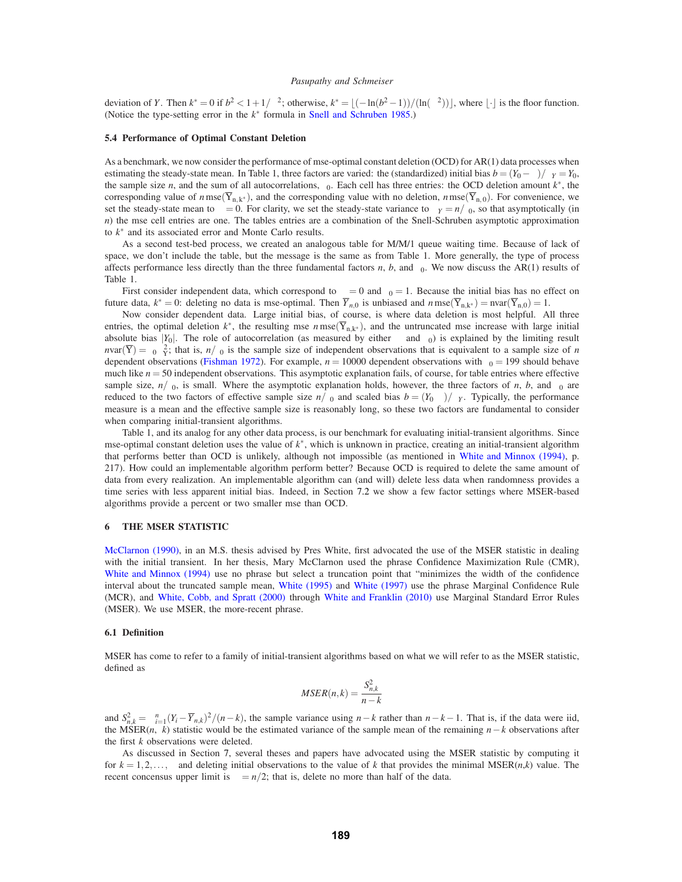deviation of $Y$. Then $k^* = 0$ if $b^2 < 1 + 1/\phi^2$; otherwise, $k^* = \lfloor(-\ln(b^2 - 1))/(\ln(\phi^2))\rfloor$, where $\lfloor\cdot\rfloor$ is the floor function. (Notice the type-setting error in the $k^*$ formula in Snell and Schruben 1985.)

### 5.4 Performance of Optimal Constant Deletion

As a benchmark, we now consider the performance of mse-optimal constant deletion (OCD) for AR(1) data processes when estimating the steady-state mean. In Table 1, three factors are varied: the (standardized) initial bias $b = (Y_0 - \mu)/\sigma_Y = Y_0$, the sample size $n$, and the sum of all autocorrelations, $\gamma_0$. Each cell has three entries: the OCD deletion amount $k^*$, the corresponding value of $n\,\mathrm{mse}(\overline{\mathrm{Y}}_{\mathrm{n,k^*}})$, and the corresponding value with no deletion, $n\,\mathrm{mse}(\overline{\mathrm{Y}}_{\mathrm{n,0}})$. For convenience, we set the steady-state mean to $\mu = 0$. For clarity, we set the steady-state variance to $\sigma_Y = n/\gamma_0$, so that asymptotically (in $n$) the mse cell entries are one. The tables entries are a combination of the Snell-Schruben asymptotic approximation to $k^*$ and its associated error and Monte Carlo results.

As a second test-bed process, we created an analogous table for M/M/1 queue waiting time. Because of lack of space, we don't include the table, but the message is the same as from Table 1. More generally, the type of process affects performance less directly than the three fundamental factors $n$, $b$, and $\gamma_0$. We now discuss the AR(1) results of Table 1.

First consider independent data, which correspond to $\phi = 0$ and $\gamma_0 = 1$. Because the initial bias has no effect on future data, $k^* = 0$: deleting no data is mse-optimal. Then $\overline{Y}_{n,0}$ is unbiased and $n\,\mathrm{mse}(\overline{\mathrm{Y}}_{\mathrm{n,k^*}}) = \mathrm{nvar}(\overline{\mathrm{Y}}_{\mathrm{n,0}}) = 1$.

Now consider dependent data. Large initial bias, of course, is where data deletion is most helpful. All three entries, the optimal deletion $k^*$, the resulting mse $n\,\mathrm{mse}(\overline{\mathrm{Y}}_{\mathrm{n,k^*}})$, and the untruncated mse increase with large initial absolute bias $|Y_0|$. The role of autocorrelation (as measured by either $\phi$ and $\gamma_0$) is explained by the limiting result $n\mathrm{var}(\overline{\mathrm{Y}}) = \gamma_0\,\sigma_Y^2$; that is, $n/\gamma_0$ is the sample size of independent observations that is equivalent to a sample size of $n$ dependent observations (Fishman 1972). For example, $n = 10000$ dependent observations with $\gamma_0 = 199$ should behave much like $n = 50$ independent observations. This asymptotic explanation fails, of course, for table entries where effective sample size, $n/\gamma_0$, is small. Where the asymptotic explanation holds, however, the three factors of $n$, $b$, and $\gamma_0$ are reduced to the two factors of effective sample size $n/\gamma_0$ and scaled bias $b = (Y_0 - \mu)/\sigma_Y$. Typically, the performance measure is a mean and the effective sample size is reasonably long, so these two factors are fundamental to consider when comparing initial-transient algorithms.

Table 1, and its analog for any other data process, is our benchmark for evaluating initial-transient algorithms. Since mse-optimal constant deletion uses the value of $k^*$, which is unknown in practice, creating an initial-transient algorithm that performs better than OCD is unlikely, although not impossible (as mentioned in White and Minnox (1994), p. 217). How could an implementable algorithm perform better? Because OCD is required to delete the same amount of data from every realization. An implementable algorithm can (and will) delete less data when randomness provides a time series with less apparent initial bias. Indeed, in Section 7.2 we show a few factor settings where MSER-based algorithms provide a percent or two smaller mse than OCD.

## 6 THE MSER STATISTIC

McClarnon (1990), in an M.S. thesis advised by Pres White, first advocated the use of the MSER statistic in dealing with the initial transient. In her thesis, Mary McClarnon used the phrase Confidence Maximization Rule (CMR), White and Minnox (1994) use no phrase but select a truncation point that "minimizes the width of the confidence interval about the truncated sample mean, White (1995) and White (1997) use the phrase Marginal Confidence Rule (MCR), and White, Cobb, and Spratt (2000) through White and Franklin (2010) use Marginal Standard Error Rules (MSER). We use MSER, the more-recent phrase.

### 6.1 Definition

MSER has come to refer to a family of initial-transient algorithms based on what we will refer to as the MSER statistic, defined as

$$MSER(n,k) = \frac{S_{n,k}^2}{n-k}$$

and $S_{n,k}^2 = \sum_{i=1}^{n}(Y_i - \overline{Y}_{n,k})^2/(n-k)$, the sample variance using $n-k$ rather than $n-k-1$. That is, if the data were iid, the MSER($n$, $k$) statistic would be the estimated variance of the sample mean of the remaining $n-k$ observations after the first $k$ observations were deleted.

As discussed in Section 7, several theses and papers have advocated using the MSER statistic by computing it for $k = 1, 2, \ldots, \kappa$ and deleting initial observations to the value of $k$ that provides the minimal MSER($n$,$k$) value. The recent concensus upper limit is $\kappa = n/2$; that is, delete no more than half of the data.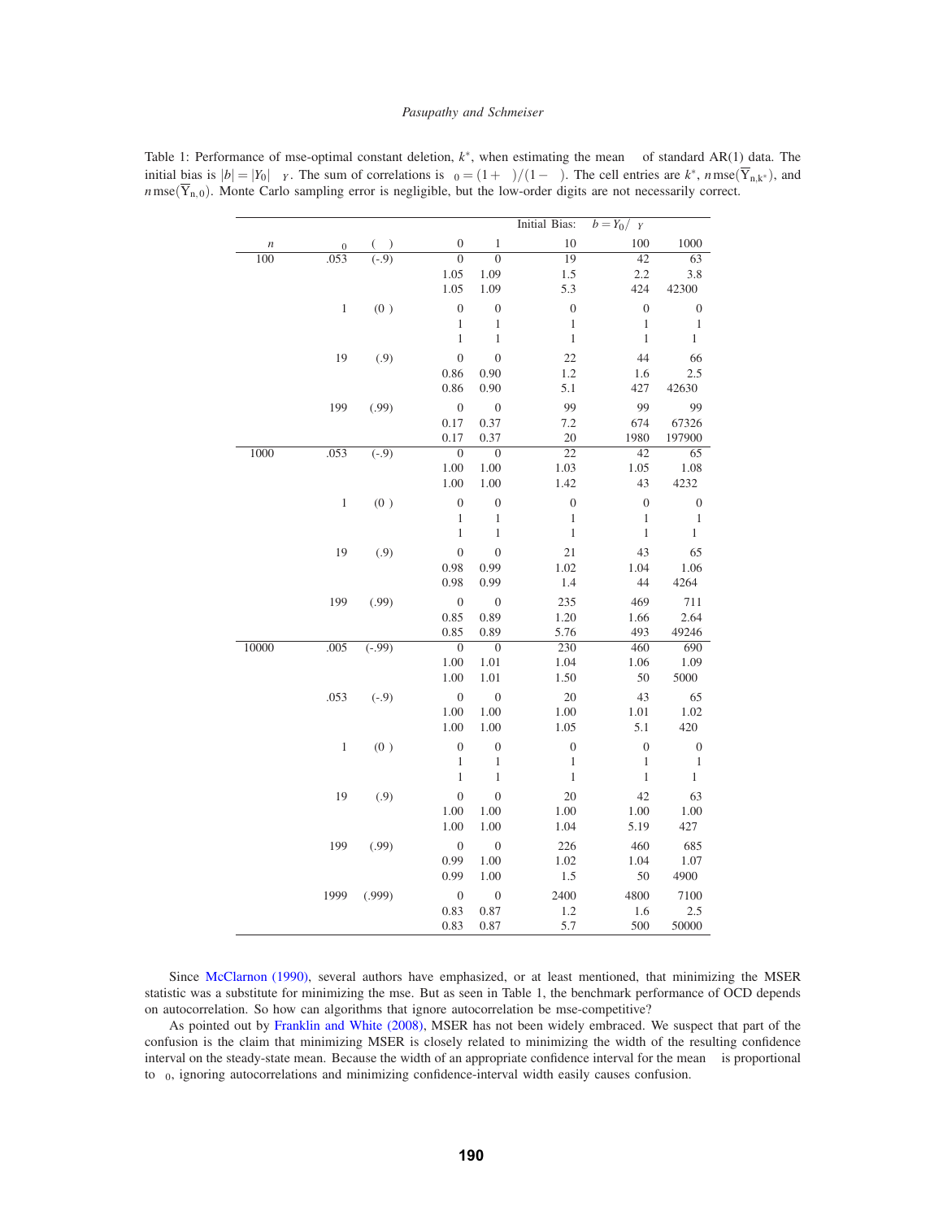Table 1: Performance of mse-optimal constant deletion, $k^*$, when estimating the mean of standard AR(1) data. The initial bias is $|b| = |Y_0| \;\; _Y$. The sum of correlations is $_0 = (1+ \;)/(1- \;)$. The cell entries are $k^*$, $n\,\text{mse}(\overline{Y}_{n,k^*})$, and $n\,\text{mse}(\overline{Y}_{n,0})$. Monte Carlo sampling error is negligible, but the low-order digits are not necessarily correct.

| | | Initial Bias: | $b = Y_0/ \;\; _Y$ | | | |
|---|---|---|---|---|---|---|
| $n$ | $_0$ ( ) | 0 | 1 | 10 | 100 | 1000 |
| 100 | .053 (-.9) | 0 | 0 | 19 | 42 | 63 |
| | | 1.05 | 1.09 | 1.5 | 2.2 | 3.8 |
| | | 1.05 | 1.09 | 5.3 | 424 | 42300 |
| | 1 (0 ) | 0 | 0 | 0 | 0 | 0 |
| | | 1 | 1 | 1 | 1 | 1 |
| | | 1 | 1 | 1 | 1 | 1 |
| | 19 (.9) | 0 | 0 | 22 | 44 | 66 |
| | | 0.86 | 0.90 | 1.2 | 1.6 | 2.5 |
| | | 0.86 | 0.90 | 5.1 | 427 | 42630 |
| | 199 (.99) | 0 | 0 | 99 | 99 | 99 |
| | | 0.17 | 0.37 | 7.2 | 674 | 67326 |
| | | 0.17 | 0.37 | 20 | 1980 | 197900 |
| 1000 | .053 (-.9) | 0 | 0 | 22 | 42 | 65 |
| | | 1.00 | 1.00 | 1.03 | 1.05 | 1.08 |
| | | 1.00 | 1.00 | 1.42 | 43 | 4232 |
| | 1 (0 ) | 0 | 0 | 0 | 0 | 0 |
| | | 1 | 1 | 1 | 1 | 1 |
| | | 1 | 1 | 1 | 1 | 1 |
| | 19 (.9) | 0 | 0 | 21 | 43 | 65 |
| | | 0.98 | 0.99 | 1.02 | 1.04 | 1.06 |
| | | 0.98 | 0.99 | 1.4 | 44 | 4264 |
| | 199 (.99) | 0 | 0 | 235 | 469 | 711 |
| | | 0.85 | 0.89 | 1.20 | 1.66 | 2.64 |
| | | 0.85 | 0.89 | 5.76 | 493 | 49246 |
| 10000 | .005 (-.99) | 0 | 0 | 230 | 460 | 690 |
| | | 1.00 | 1.01 | 1.04 | 1.06 | 1.09 |
| | | 1.00 | 1.01 | 1.50 | 50 | 5000 |
| | .053 (-.9) | 0 | 0 | 20 | 43 | 65 |
| | | 1.00 | 1.00 | 1.00 | 1.01 | 1.02 |
| | | 1.00 | 1.00 | 1.05 | 5.1 | 420 |
| | 1 (0 ) | 0 | 0 | 0 | 0 | 0 |
| | | 1 | 1 | 1 | 1 | 1 |
| | | 1 | 1 | 1 | 1 | 1 |
| | 19 (.9) | 0 | 0 | 20 | 42 | 63 |
| | | 1.00 | 1.00 | 1.00 | 1.00 | 1.00 |
| | | 1.00 | 1.00 | 1.04 | 5.19 | 427 |
| | 199 (.99) | 0 | 0 | 226 | 460 | 685 |
| | | 0.99 | 1.00 | 1.02 | 1.04 | 1.07 |
| | | 0.99 | 1.00 | 1.5 | 50 | 4900 |
| | 1999 (.999) | 0 | 0 | 2400 | 4800 | 7100 |
| | | 0.83 | 0.87 | 1.2 | 1.6 | 2.5 |
| | | 0.83 | 0.87 | 5.7 | 500 | 50000 |

Since McClarnon (1990), several authors have emphasized, or at least mentioned, that minimizing the MSER statistic was a substitute for minimizing the mse. But as seen in Table 1, the benchmark performance of OCD depends on autocorrelation. So how can algorithms that ignore autocorrelation be mse-competitive?

As pointed out by Franklin and White (2008), MSER has not been widely embraced. We suspect that part of the confusion is the claim that minimizing MSER is closely related to minimizing the width of the resulting confidence interval on the steady-state mean. Because the width of an appropriate confidence interval for the mean is proportional to $_0$, ignoring autocorrelations and minimizing confidence-interval width easily causes confusion.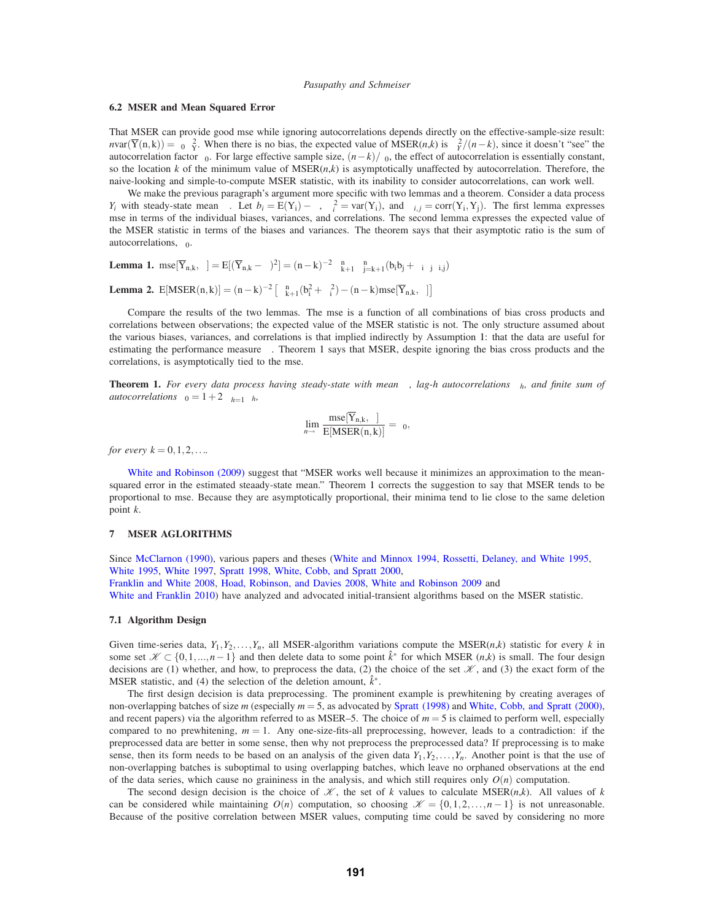### 6.2 MSER and Mean Squared Error

That MSER can provide good mse while ignoring autocorrelations depends directly on the effective-sample-size result: $n\text{var}(\overline{Y}(n,k)) \approx \gamma_0 \sigma_Y^2$. When there is no bias, the expected value of MSER($n$,$k$) is $\sigma_Y^2/(n-k)$, since it doesn't "see" the autocorrelation factor $\gamma_0$. For large effective sample size, $(n-k)/\gamma_0$, the effect of autocorrelation is essentially constant, so the location $k$ of the minimum value of MSER($n$,$k$) is asymptotically unaffected by autocorrelation. Therefore, the naive-looking and simple-to-compute MSER statistic, with its inability to consider autocorrelations, can work well.

We make the previous paragraph's argument more specific with two lemmas and a theorem. Consider a data process $Y_i$ with steady-state mean $\mu$. Let $b_i = \text{E}(\text{Y}_\text{i}) - \mu$, $\sigma_i^2 = \text{var}(\text{Y}_\text{i})$, and $\rho_{i,j} = \text{corr}(\text{Y}_\text{i}, \text{Y}_\text{j})$. The first lemma expresses mse in terms of the individual biases, variances, and correlations. The second lemma expresses the expected value of the MSER statistic in terms of the biases and variances. The theorem says that their asymptotic ratio is the sum of autocorrelations, $\gamma_0$.

**Lemma 1.** $\text{mse}[\overline{\text{Y}}_{\text{n,k}}, \mu] = \text{E}[(\overline{\text{Y}}_{\text{n,k}} - \mu)^2] = (\text{n}-\text{k})^{-2} \sum_{\text{k}+1}^{\text{n}} \sum_{\text{j}=\text{k}+1}^{\text{n}} (\text{b}_\text{i}\text{b}_\text{j} + \sigma_\text{i}\sigma_\text{j}\rho_{\text{i,j}})$

**Lemma 2.** $\text{E}[\text{MSER}(\text{n,k})] = (\text{n}-\text{k})^{-2} \left[ \sum_{\text{k}+1}^{\text{n}} (\text{b}_\text{i}^2 + \sigma_\text{i}^2) - (\text{n}-\text{k})\text{mse}[\overline{\text{Y}}_{\text{n,k}}, \mu] \right]$

Compare the results of the two lemmas. The mse is a function of all combinations of bias cross products and correlations between observations; the expected value of the MSER statistic is not. The only structure assumed about the various biases, variances, and correlations is that implied indirectly by Assumption 1: that the data are useful for estimating the performance measure $\mu$. Theorem 1 says that MSER, despite ignoring the bias cross products and the correlations, is asymptotically tied to the mse.

**Theorem 1.** *For every data process having steady-state with mean $\mu$, lag-$h$ autocorrelations $\rho_h$, and finite sum of autocorrelations $\gamma_0 = 1 + 2\sum_{h=1}^{\infty} \rho_h$,*

$$\lim_{n\to\infty} \frac{\text{mse}[\overline{\text{Y}}_{\text{n,k}}, \mu]}{\text{E}[\text{MSER}(\text{n,k})]} = \gamma_0,$$

*for every $k = 0, 1, 2, \ldots$.*

White and Robinson (2009) suggest that "MSER works well because it minimizes an approximation to the mean-squared error in the estimated steaady-state mean." Theorem 1 corrects the suggestion to say that MSER tends to be proportional to mse. Because they are asymptotically proportional, their minima tend to lie close to the same deletion point $k$.

## 7 MSER AGLORITHMS

Since McClarnon (1990), various papers and theses (White and Minnox 1994, Rossetti, Delaney, and White 1995, White 1995, White 1997, Spratt 1998, White, Cobb, and Spratt 2000, Franklin and White 2008, Hoad, Robinson, and Davies 2008, White and Robinson 2009 and White and Franklin 2010) have analyzed and advocated initial-transient algorithms based on the MSER statistic.

### 7.1 Algorithm Design

Given time-series data, $Y_1, Y_2, \ldots, Y_n$, all MSER-algorithm variations compute the MSER($n$,$k$) statistic for every $k$ in some set $\mathscr{K} \subset \{0, 1, \ldots, n-1\}$ and then delete data to some point $\hat{k}^*$ for which MSER ($n$,$k$) is small. The four design decisions are (1) whether, and how, to preprocess the data, (2) the choice of the set $\mathscr{K}$, and (3) the exact form of the MSER statistic, and (4) the selection of the deletion amount, $\hat{k}^*$.

The first design decision is data preprocessing. The prominent example is prewhitening by creating averages of non-overlapping batches of size $m$ (especially $m = 5$, as advocated by Spratt (1998) and White, Cobb, and Spratt (2000), and recent papers) via the algorithm referred to as MSER–5. The choice of $m = 5$ is claimed to perform well, especially compared to no prewhitening, $m = 1$. Any one-size-fits-all preprocessing, however, leads to a contradiction: if the preprocessed data are better in some sense, then why not preprocess the preprocessed data? If preprocessing is to make sense, then its form needs to be based on an analysis of the given data $Y_1, Y_2, \ldots, Y_n$. Another point is that the use of non-overlapping batches is suboptimal to using overlapping batches, which leave no orphaned observations at the end of the data series, which cause no graininess in the analysis, and which still requires only $O(n)$ computation.

The second design decision is the choice of $\mathscr{K}$, the set of $k$ values to calculate MSER($n$,$k$). All values of $k$ can be considered while maintaining $O(n)$ computation, so choosing $\mathscr{K} = \{0, 1, 2, \ldots, n-1\}$ is not unreasonable. Because of the positive correlation between MSER values, computing time could be saved by considering no more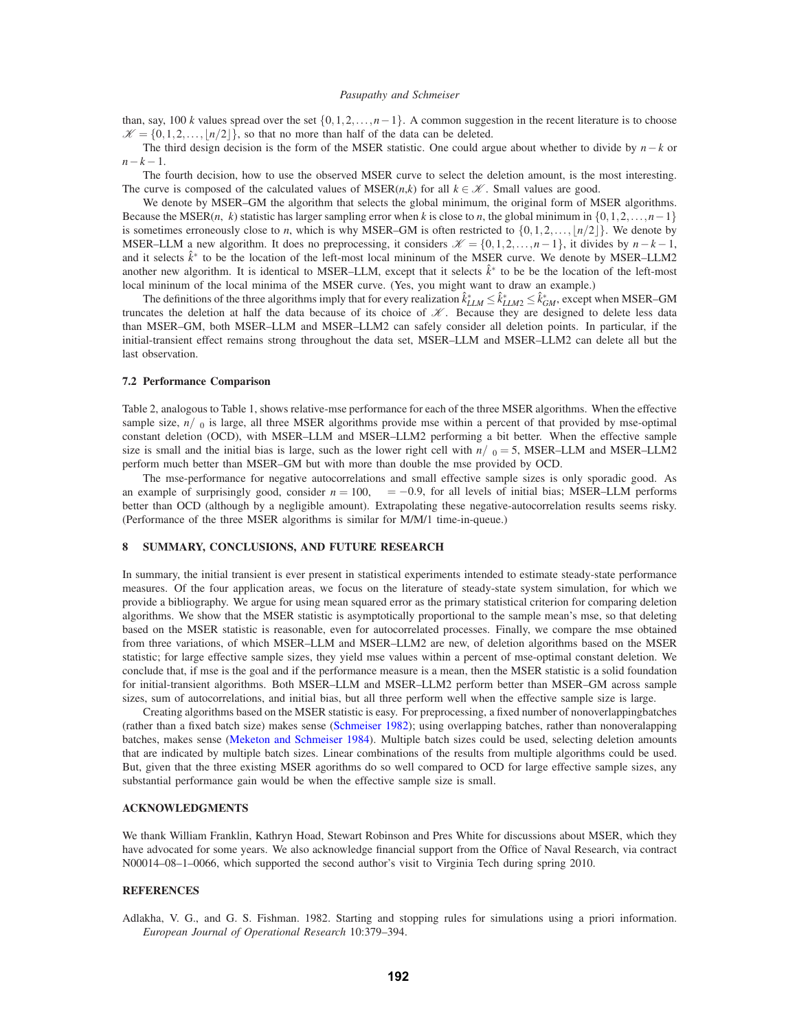than, say, 100 $k$ values spread over the set $\{0,1,2,\ldots,n-1\}$. A common suggestion in the recent literature is to choose $\mathscr{K} = \{0,1,2,\ldots,\lfloor n/2 \rfloor\}$, so that no more than half of the data can be deleted.

The third design decision is the form of the MSER statistic. One could argue about whether to divide by $n-k$ or $n-k-1$.

The fourth decision, how to use the observed MSER curve to select the deletion amount, is the most interesting. The curve is composed of the calculated values of MSER($n$,$k$) for all $k \in \mathscr{K}$. Small values are good.

We denote by MSER–GM the algorithm that selects the global minimum, the original form of MSER algorithms. Because the MSER($n$, $k$) statistic has larger sampling error when $k$ is close to $n$, the global minimum in $\{0,1,2,\ldots,n-1\}$ is sometimes erroneously close to $n$, which is why MSER–GM is often restricted to $\{0,1,2,\ldots,\lfloor n/2 \rfloor\}$. We denote by MSER–LLM a new algorithm. It does no preprocessing, it considers $\mathscr{K} = \{0,1,2,\ldots,n-1\}$, it divides by $n-k-1$, and it selects $\hat{k}^*$ to be the location of the left-most local mininum of the MSER curve. We denote by MSER–LLM2 another new algorithm. It is identical to MSER–LLM, except that it selects $\hat{k}^*$ to be be the location of the left-most local mininum of the local minima of the MSER curve. (Yes, you might want to draw an example.)

The definitions of the three algorithms imply that for every realization $\hat{k}^*_{LLM} \leq \hat{k}^*_{LLM2} \leq \hat{k}^*_{GM}$, except when MSER–GM truncates the deletion at half the data because of its choice of $\mathscr{K}$. Because they are designed to delete less data than MSER–GM, both MSER–LLM and MSER–LLM2 can safely consider all deletion points. In particular, if the initial-transient effect remains strong throughout the data set, MSER–LLM and MSER–LLM2 can delete all but the last observation.

### 7.2 Performance Comparison

Table 2, analogous to Table 1, shows relative-mse performance for each of the three MSER algorithms. When the effective sample size, $n/\gamma_0$ is large, all three MSER algorithms provide mse within a percent of that provided by mse-optimal constant deletion (OCD), with MSER–LLM and MSER–LLM2 performing a bit better. When the effective sample size is small and the initial bias is large, such as the lower right cell with $n/\gamma_0 = 5$, MSER–LLM and MSER–LLM2 perform much better than MSER–GM but with more than double the mse provided by OCD.

The mse-performance for negative autocorrelations and small effective sample sizes is only sporadic good. As an example of surprisingly good, consider $n = 100$, $\phi = -0.9$, for all levels of initial bias; MSER–LLM performs better than OCD (although by a negligible amount). Extrapolating these negative-autocorrelation results seems risky. (Performance of the three MSER algorithms is similar for M/M/1 time-in-queue.)

## 8 SUMMARY, CONCLUSIONS, AND FUTURE RESEARCH

In summary, the initial transient is ever present in statistical experiments intended to estimate steady-state performance measures. Of the four application areas, we focus on the literature of steady-state system simulation, for which we provide a bibliography. We argue for using mean squared error as the primary statistical criterion for comparing deletion algorithms. We show that the MSER statistic is asymptotically proportional to the sample mean's mse, so that deleting based on the MSER statistic is reasonable, even for autocorrelated processes. Finally, we compare the mse obtained from three variations, of which MSER–LLM and MSER–LLM2 are new, of deletion algorithms based on the MSER statistic; for large effective sample sizes, they yield mse values within a percent of mse-optimal constant deletion. We conclude that, if mse is the goal and if the performance measure is a mean, then the MSER statistic is a solid foundation for initial-transient algorithms. Both MSER–LLM and MSER–LLM2 perform better than MSER–GM across sample sizes, sum of autocorrelations, and initial bias, but all three perform well when the effective sample size is large.

Creating algorithms based on the MSER statistic is easy. For preprocessing, a fixed number of nonoverlappingbatches (rather than a fixed batch size) makes sense (Schmeiser 1982); using overlapping batches, rather than nonoveralapping batches, makes sense (Meketon and Schmeiser 1984). Multiple batch sizes could be used, selecting deletion amounts that are indicated by multiple batch sizes. Linear combinations of the results from multiple algorithms could be used. But, given that the three existing MSER agorithms do so well compared to OCD for large effective sample sizes, any substantial performance gain would be when the effective sample size is small.

## ACKNOWLEDGMENTS

We thank William Franklin, Kathryn Hoad, Stewart Robinson and Pres White for discussions about MSER, which they have advocated for some years. We also acknowledge financial support from the Office of Naval Research, via contract N00014–08–1–0066, which supported the second author's visit to Virginia Tech during spring 2010.

## REFERENCES

Adlakha, V. G., and G. S. Fishman. 1982. Starting and stopping rules for simulations using a priori information. *European Journal of Operational Research* 10:379–394.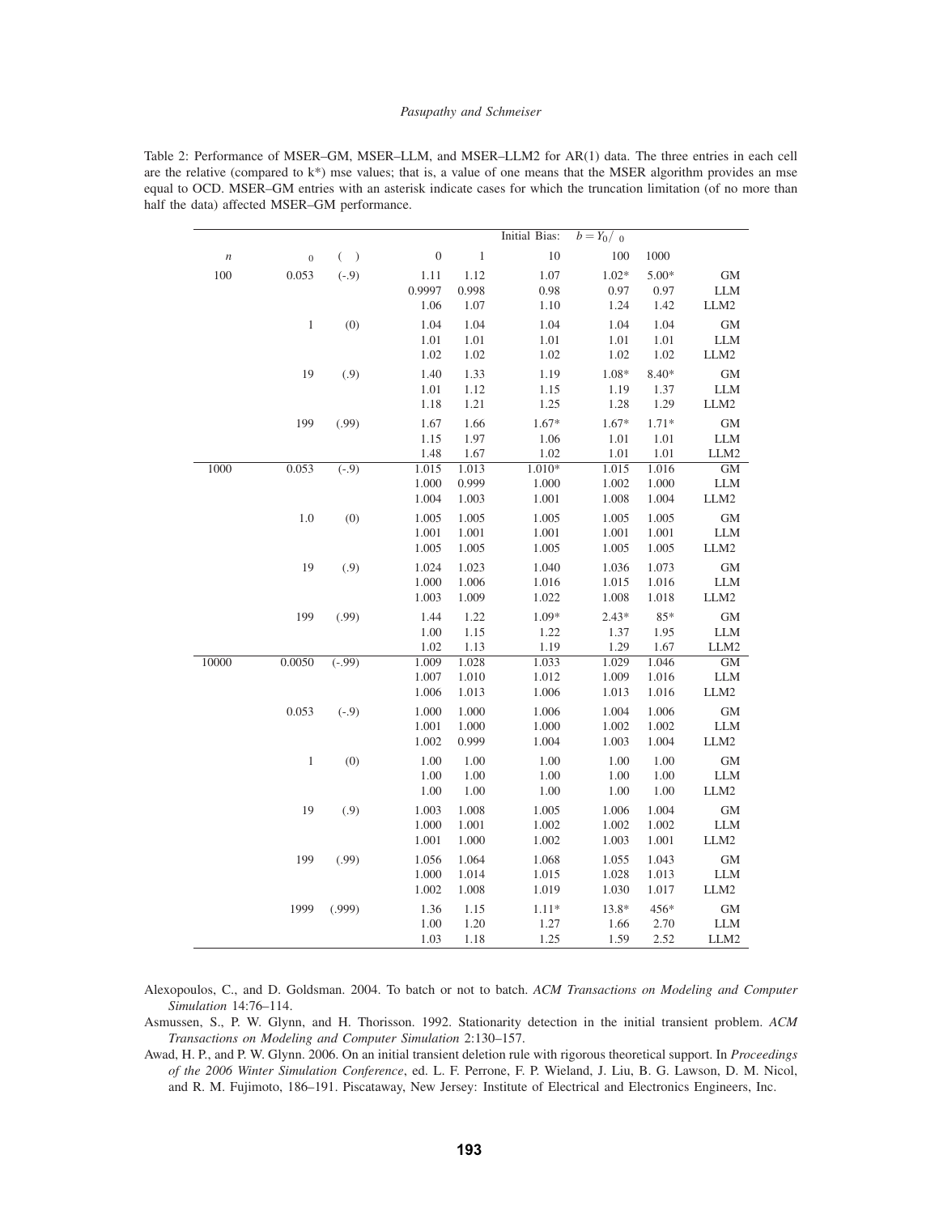Table 2: Performance of MSER–GM, MSER–LLM, and MSER–LLM2 for AR(1) data. The three entries in each cell are the relative (compared to k*) mse values; that is, a value of one means that the MSER algorithm provides an mse equal to OCD. MSER–GM entries with an asterisk indicate cases for which the truncation limitation (of no more than half the data) affected MSER–GM performance.

| | | | Initial Bias: | $b = Y_0/\sigma_0$ | | | | |
|---|---|---|---|---|---|---|---|---|
| $n$ | $\gamma_0$ | $(\phi)$ | 0 | 1 | 10 | 100 | 1000 | |
| 100 | 0.053 | (-.9) | 1.11 | 1.12 | 1.07 | 1.02* | 5.00* | GM |
| | | | 0.9997 | 0.998 | 0.98 | 0.97 | 0.97 | LLM |
| | | | 1.06 | 1.07 | 1.10 | 1.24 | 1.42 | LLM2 |
| | 1 | (0) | 1.04 | 1.04 | 1.04 | 1.04 | 1.04 | GM |
| | | | 1.01 | 1.01 | 1.01 | 1.01 | 1.01 | LLM |
| | | | 1.02 | 1.02 | 1.02 | 1.02 | 1.02 | LLM2 |
| | 19 | (.9) | 1.40 | 1.33 | 1.19 | 1.08* | 8.40* | GM |
| | | | 1.01 | 1.12 | 1.15 | 1.19 | 1.37 | LLM |
| | | | 1.18 | 1.21 | 1.25 | 1.28 | 1.29 | LLM2 |
| | 199 | (.99) | 1.67 | 1.66 | 1.67* | 1.67* | 1.71* | GM |
| | | | 1.15 | 1.97 | 1.06 | 1.01 | 1.01 | LLM |
| | | | 1.48 | 1.67 | 1.02 | 1.01 | 1.01 | LLM2 |
| 1000 | 0.053 | (-.9) | 1.015 | 1.013 | 1.010* | 1.015 | 1.016 | GM |
| | | | 1.000 | 0.999 | 1.000 | 1.002 | 1.000 | LLM |
| | | | 1.004 | 1.003 | 1.001 | 1.008 | 1.004 | LLM2 |
| | 1.0 | (0) | 1.005 | 1.005 | 1.005 | 1.005 | 1.005 | GM |
| | | | 1.001 | 1.001 | 1.001 | 1.001 | 1.001 | LLM |
| | | | 1.005 | 1.005 | 1.005 | 1.005 | 1.005 | LLM2 |
| | 19 | (.9) | 1.024 | 1.023 | 1.040 | 1.036 | 1.073 | GM |
| | | | 1.000 | 1.006 | 1.016 | 1.015 | 1.016 | LLM |
| | | | 1.003 | 1.009 | 1.022 | 1.008 | 1.018 | LLM2 |
| | 199 | (.99) | 1.44 | 1.22 | 1.09* | 2.43* | 85* | GM |
| | | | 1.00 | 1.15 | 1.22 | 1.37 | 1.95 | LLM |
| | | | 1.02 | 1.13 | 1.19 | 1.29 | 1.67 | LLM2 |
| 10000 | 0.0050 | (-.99) | 1.009 | 1.028 | 1.033 | 1.029 | 1.046 | GM |
| | | | 1.007 | 1.010 | 1.012 | 1.009 | 1.016 | LLM |
| | | | 1.006 | 1.013 | 1.006 | 1.013 | 1.016 | LLM2 |
| | 0.053 | (-.9) | 1.000 | 1.000 | 1.006 | 1.004 | 1.006 | GM |
| | | | 1.001 | 1.000 | 1.000 | 1.002 | 1.002 | LLM |
| | | | 1.002 | 0.999 | 1.004 | 1.003 | 1.004 | LLM2 |
| | 1 | (0) | 1.00 | 1.00 | 1.00 | 1.00 | 1.00 | GM |
| | | | 1.00 | 1.00 | 1.00 | 1.00 | 1.00 | LLM |
| | | | 1.00 | 1.00 | 1.00 | 1.00 | 1.00 | LLM2 |
| | 19 | (.9) | 1.003 | 1.008 | 1.005 | 1.006 | 1.004 | GM |
| | | | 1.000 | 1.001 | 1.002 | 1.002 | 1.002 | LLM |
| | | | 1.001 | 1.000 | 1.002 | 1.003 | 1.001 | LLM2 |
| | 199 | (.99) | 1.056 | 1.064 | 1.068 | 1.055 | 1.043 | GM |
| | | | 1.000 | 1.014 | 1.015 | 1.028 | 1.013 | LLM |
| | | | 1.002 | 1.008 | 1.019 | 1.030 | 1.017 | LLM2 |
| | 1999 | (.999) | 1.36 | 1.15 | 1.11* | 13.8* | 456* | GM |
| | | | 1.00 | 1.20 | 1.27 | 1.66 | 2.70 | LLM |
| | | | 1.03 | 1.18 | 1.25 | 1.59 | 2.52 | LLM2 |

Alexopoulos, C., and D. Goldsman. 2004. To batch or not to batch. *ACM Transactions on Modeling and Computer Simulation* 14:76–114.

Asmussen, S., P. W. Glynn, and H. Thorisson. 1992. Stationarity detection in the initial transient problem. *ACM Transactions on Modeling and Computer Simulation* 2:130–157.

Awad, H. P., and P. W. Glynn. 2006. On an initial transient deletion rule with rigorous theoretical support. In *Proceedings of the 2006 Winter Simulation Conference*, ed. L. F. Perrone, F. P. Wieland, J. Liu, B. G. Lawson, D. M. Nicol, and R. M. Fujimoto, 186–191. Piscataway, New Jersey: Institute of Electrical and Electronics Engineers, Inc.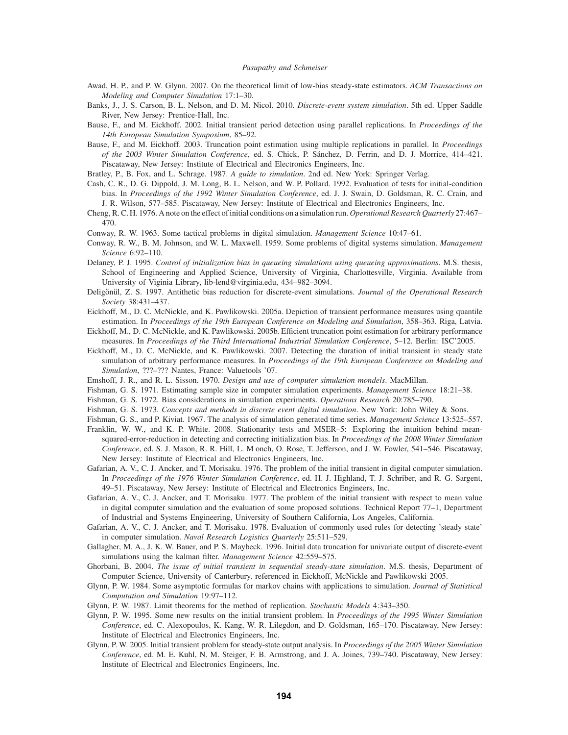Awad, H. P., and P. W. Glynn. 2007. On the theoretical limit of low-bias steady-state estimators. *ACM Transactions on Modeling and Computer Simulation* 17:1–30.

Banks, J., J. S. Carson, B. L. Nelson, and D. M. Nicol. 2010. *Discrete-event system simulation*. 5th ed. Upper Saddle River, New Jersey: Prentice-Hall, Inc.

Bause, F., and M. Eickhoff. 2002. Initial transient period detection using parallel replications. In *Proceedings of the 14th European Simulation Symposium*, 85–92.

Bause, F., and M. Eickhoff. 2003. Truncation point estimation using multiple replications in parallel. In *Proceedings of the 2003 Winter Simulation Conference*, ed. S. Chick, P. Sánchez, D. Ferrin, and D. J. Morrice, 414–421. Piscataway, New Jersey: Institute of Electrical and Electronics Engineers, Inc.

Bratley, P., B. Fox, and L. Schrage. 1987. *A guide to simulation*. 2nd ed. New York: Springer Verlag.

Cash, C. R., D. G. Dippold, J. M. Long, B. L. Nelson, and W. P. Pollard. 1992. Evaluation of tests for initial-condition bias. In *Proceedings of the 1992 Winter Simulation Conference*, ed. J. J. Swain, D. Goldsman, R. C. Crain, and J. R. Wilson, 577–585. Piscataway, New Jersey: Institute of Electrical and Electronics Engineers, Inc.

Cheng, R. C. H. 1976. A note on the effect of initial conditions on a simulation run. *Operational Research Quarterly* 27:467–470.

Conway, R. W. 1963. Some tactical problems in digital simulation. *Management Science* 10:47–61.

Conway, R. W., B. M. Johnson, and W. L. Maxwell. 1959. Some problems of digital systems simulation. *Management Science* 6:92–110.

Delaney, P. J. 1995. *Control of initialization bias in queueing simulations using queueing approximations*. M.S. thesis, School of Engineering and Applied Science, University of Virginia, Charlottesville, Virginia. Available from University of Viginia Library, lib-lend@virginia.edu, 434–982–3094.

Deligönül, Z. S. 1997. Antithetic bias reduction for discrete-event simulations. *Journal of the Operational Research Society* 38:431–437.

Eickhoff, M., D. C. McNickle, and K. Pawlikowski. 2005a. Depiction of transient performance measures using quantile estimation. In *Proceedings of the 19th European Conference on Modeling and Simulation*, 358–363. Riga, Latvia.

Eickhoff, M., D. C. McNickle, and K. Pawlikowski. 2005b. Efficient truncation point estimation for arbitrary performance measures. In *Proceedings of the Third International Industrial Simulation Conference*, 5–12. Berlin: ISC'2005.

Eickhoff, M., D. C. McNickle, and K. Pawlikowski. 2007. Detecting the duration of initial transient in steady state simulation of arbitrary performance measures. In *Proceedings of the 19th European Conference on Modeling and Simulation*, ???–??? Nantes, France: Valuetools '07.

Emshoff, J. R., and R. L. Sisson. 1970. *Design and use of computer simulation mondels*. MacMillan.

Fishman, G. S. 1971. Estimating sample size in computer simulation experiments. *Management Science* 18:21–38.

Fishman, G. S. 1972. Bias considerations in simulation experiments. *Operations Research* 20:785–790.

Fishman, G. S. 1973. *Concepts and methods in discrete event digital simulation*. New York: John Wiley & Sons.

Fishman, G. S., and P. Kiviat. 1967. The analysis of simulation generated time series. *Management Science* 13:525–557.

Franklin, W. W., and K. P. White. 2008. Stationarity tests and MSER–5: Exploring the intuition behind mean-squared-error-reduction in detecting and correcting initialization bias. In *Proceedings of the 2008 Winter Simulation Conference*, ed. S. J. Mason, R. R. Hill, L. M onch, O. Rose, T. Jefferson, and J. W. Fowler, 541–546. Piscataway, New Jersey: Institute of Electrical and Electronics Engineers, Inc.

Gafarian, A. V., C. J. Ancker, and T. Morisaku. 1976. The problem of the initial transient in digital computer simulation. In *Proceedings of the 1976 Winter Simulation Conference*, ed. H. J. Highland, T. J. Schriber, and R. G. Sargent, 49–51. Piscataway, New Jersey: Institute of Electrical and Electronics Engineers, Inc.

Gafarian, A. V., C. J. Ancker, and T. Morisaku. 1977. The problem of the initial transient with respect to mean value in digital computer simulation and the evaluation of some proposed solutions. Technical Report 77–1, Department of Industrial and Systems Engineering, University of Southern California, Los Angeles, California.

Gafarian, A. V., C. J. Ancker, and T. Morisaku. 1978. Evaluation of commonly used rules for detecting 'steady state' in computer simulation. *Naval Research Logistics Quarterly* 25:511–529.

Gallagher, M. A., J. K. W. Bauer, and P. S. Maybeck. 1996. Initial data truncation for univariate output of discrete-event simulations using the kalman filter. *Management Science* 42:559–575.

Ghorbani, B. 2004. *The issue of initial transient in sequential steady-state simulation*. M.S. thesis, Department of Computer Science, University of Canterbury. referenced in Eickhoff, McNickle and Pawlikowski 2005.

Glynn, P. W. 1984. Some asymptotic formulas for markov chains with applications to simulation. *Journal of Statistical Computation and Simulation* 19:97–112.

Glynn, P. W. 1987. Limit theorems for the method of replication. *Stochastic Models* 4:343–350.

Glynn, P. W. 1995. Some new results on the initial transient problem. In *Proceedings of the 1995 Winter Simulation Conference*, ed. C. Alexopoulos, K. Kang, W. R. Lilegdon, and D. Goldsman, 165–170. Piscataway, New Jersey: Institute of Electrical and Electronics Engineers, Inc.

Glynn, P. W. 2005. Initial transient problem for steady-state output analysis. In *Proceedings of the 2005 Winter Simulation Conference*, ed. M. E. Kuhl, N. M. Steiger, F. B. Armstrong, and J. A. Joines, 739–740. Piscataway, New Jersey: Institute of Electrical and Electronics Engineers, Inc.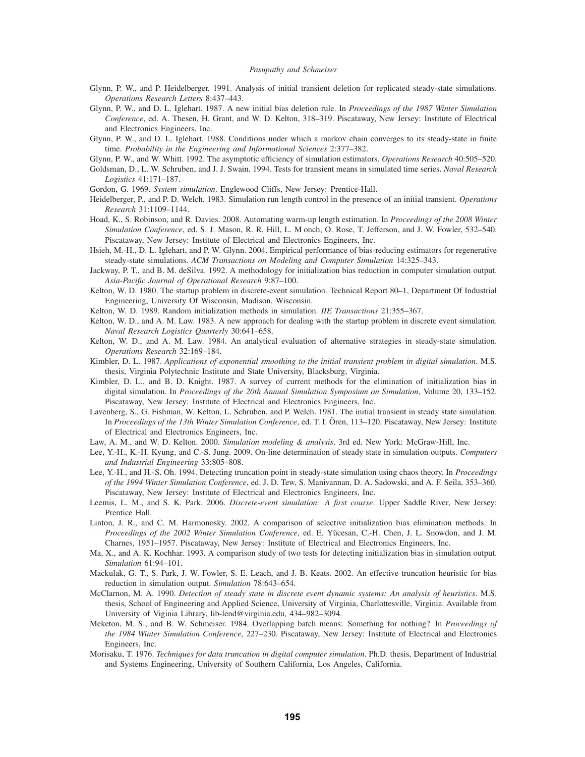Glynn, P. W., and P. Heidelberger. 1991. Analysis of initial transient deletion for replicated steady-state simulations. *Operations Research Letters* 8:437–443.

Glynn, P. W., and D. L. Iglehart. 1987. A new initial bias deletion rule. In *Proceedings of the 1987 Winter Simulation Conference*, ed. A. Thesen, H. Grant, and W. D. Kelton, 318–319. Piscataway, New Jersey: Institute of Electrical and Electronics Engineers, Inc.

Glynn, P. W., and D. L. Iglehart. 1988. Conditions under which a markov chain converges to its steady-state in finite time. *Probability in the Engineering and Informational Sciences* 2:377–382.

Glynn, P. W., and W. Whitt. 1992. The asymptotic efficiency of simulation estimators. *Operations Research* 40:505–520.

Goldsman, D., L. W. Schruben, and J. J. Swain. 1994. Tests for transient means in simulated time series. *Naval Research Logistics* 41:171–187.

Gordon, G. 1969. *System simulation*. Englewood Cliffs, New Jersey: Prentice-Hall.

Heidelberger, P., and P. D. Welch. 1983. Simulation run length control in the presence of an initial transient. *Operations Research* 31:1109–1144.

Hoad, K., S. Robinson, and R. Davies. 2008. Automating warm-up length estimation. In *Proceedings of the 2008 Winter Simulation Conference*, ed. S. J. Mason, R. R. Hill, L. M onch, O. Rose, T. Jefferson, and J. W. Fowler, 532–540. Piscataway, New Jersey: Institute of Electrical and Electronics Engineers, Inc.

Hsieh, M.-H., D. L. Iglehart, and P. W. Glynn. 2004. Empirical performance of bias-reducing estimators for regenerative steady-state simulations. *ACM Transactions on Modeling and Computer Simulation* 14:325–343.

Jackway, P. T., and B. M. deSilva. 1992. A methodology for initialization bias reduction in computer simulation output. *Asia-Pacific Journal of Operational Research* 9:87–100.

Kelton, W. D. 1980. The startup problem in discrete-event simulation. Technical Report 80–1, Department Of Industrial Engineering, University Of Wisconsin, Madison, Wisconsin.

Kelton, W. D. 1989. Random initialization methods in simulation. *IIE Transactions* 21:355–367.

Kelton, W. D., and A. M. Law. 1983. A new approach for dealing with the startup problem in discrete event simulation. *Naval Research Logistics Quarterly* 30:641–658.

Kelton, W. D., and A. M. Law. 1984. An analytical evaluation of alternative strategies in steady-state simulation. *Operations Research* 32:169–184.

Kimbler, D. L. 1987. *Applications of exponential smoothing to the initial transient problem in digital simulation*. M.S. thesis, Virginia Polytechnic Institute and State University, Blacksburg, Virginia.

Kimbler, D. L., and B. D. Knight. 1987. A survey of current methods for the elimination of initialization bias in digital simulation. In *Proceedings of the 20th Annual Simulation Symposium on Simulation*, Volume 20, 133–152. Piscataway, New Jersey: Institute of Electrical and Electronics Engineers, Inc.

Lavenberg, S., G. Fishman, W. Kelton, L. Schruben, and P. Welch. 1981. The initial transient in steady state simulation. In *Proceedings of the 13th Winter Simulation Conference*, ed. T. I. Ören, 113–120. Piscataway, New Jersey: Institute of Electrical and Electronics Engineers, Inc.

Law, A. M., and W. D. Kelton. 2000. *Simulation modeling & analysis*. 3rd ed. New York: McGraw-Hill, Inc.

Lee, Y.-H., K.-H. Kyung, and C.-S. Jung. 2009. On-line determination of steady state in simulation outputs. *Computers and Industrial Engineering* 33:805–808.

Lee, Y.-H., and H.-S. Oh. 1994. Detecting truncation point in steady-state simulation using chaos theory. In *Proceedings of the 1994 Winter Simulation Conference*, ed. J. D. Tew, S. Manivannan, D. A. Sadowski, and A. F. Seila, 353–360. Piscataway, New Jersey: Institute of Electrical and Electronics Engineers, Inc.

Leemis, L. M., and S. K. Park. 2006. *Discrete-event simulation: A first course*. Upper Saddle River, New Jersey: Prentice Hall.

Linton, J. R., and C. M. Harmonosky. 2002. A comparison of selective initialization bias elimination methods. In *Proceedings of the 2002 Winter Simulation Conference*, ed. E. Yücesan, C.-H. Chen, J. L. Snowdon, and J. M. Charnes, 1951–1957. Piscataway, New Jersey: Institute of Electrical and Electronics Engineers, Inc.

Ma, X., and A. K. Kochhar. 1993. A comparison study of two tests for detecting initialization bias in simulation output. *Simulation* 61:94–101.

Mackulak, G. T., S. Park, J. W. Fowler, S. E. Leach, and J. B. Keats. 2002. An effective truncation heuristic for bias reduction in simulation output. *Simulation* 78:643–654.

McClarnon, M. A. 1990. *Detection of steady state in discrete event dynamic systems: An analysis of heuristics*. M.S. thesis, School of Engineering and Applied Science, University of Virginia, Charlottesville, Virginia. Available from University of Viginia Library, lib-lend@virginia.edu, 434–982–3094.

Meketon, M. S., and B. W. Schmeiser. 1984. Overlapping batch means: Something for nothing? In *Proceedings of the 1984 Winter Simulation Conference*, 227–230. Piscataway, New Jersey: Institute of Electrical and Electronics Engineers, Inc.

Morisaku, T. 1976. *Techniques for data truncation in digital computer simulation*. Ph.D. thesis, Department of Industrial and Systems Engineering, University of Southern California, Los Angeles, California.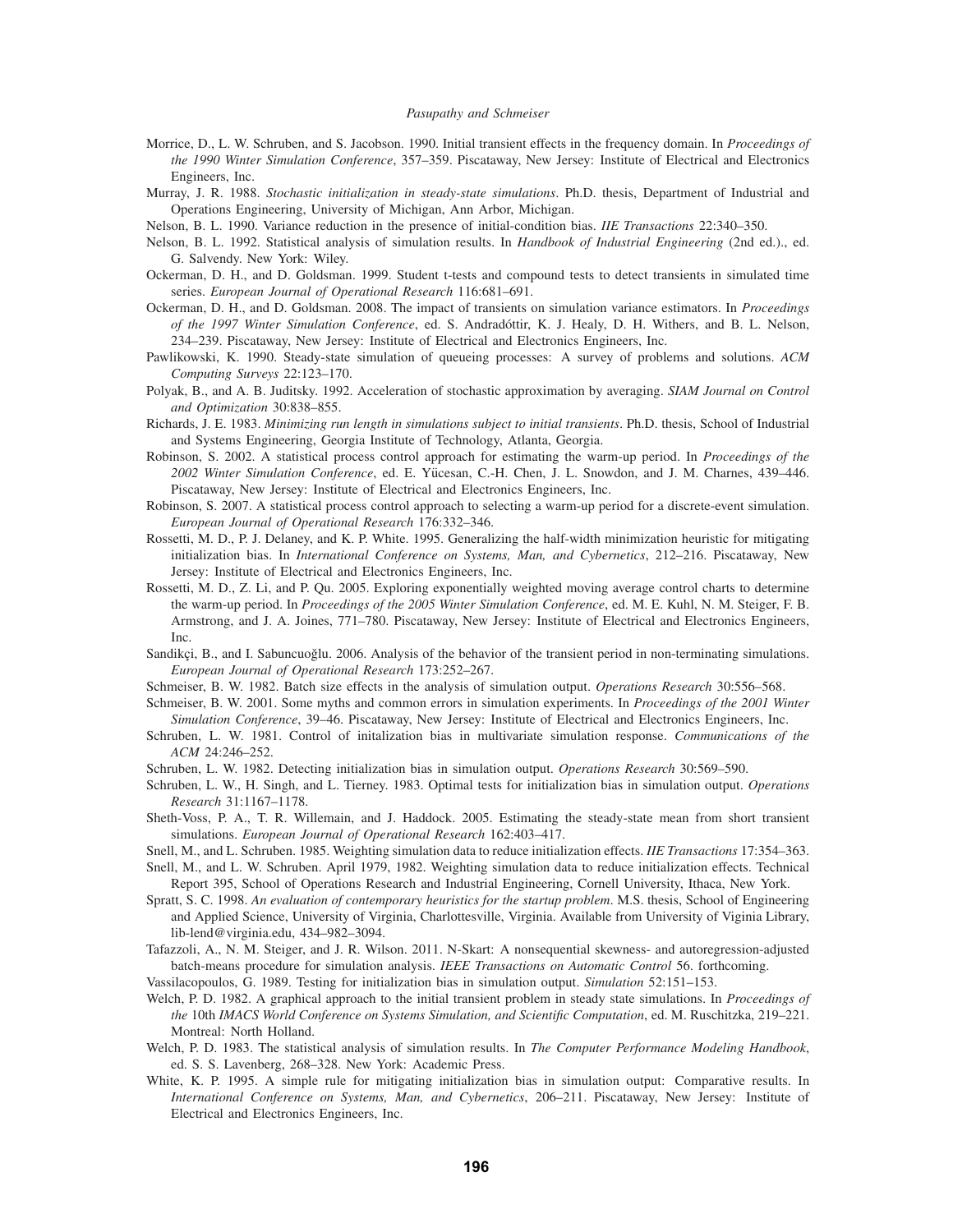Morrice, D., L. W. Schruben, and S. Jacobson. 1990. Initial transient effects in the frequency domain. In *Proceedings of the 1990 Winter Simulation Conference*, 357–359. Piscataway, New Jersey: Institute of Electrical and Electronics Engineers, Inc.

Murray, J. R. 1988. *Stochastic initialization in steady-state simulations*. Ph.D. thesis, Department of Industrial and Operations Engineering, University of Michigan, Ann Arbor, Michigan.

Nelson, B. L. 1990. Variance reduction in the presence of initial-condition bias. *IIE Transactions* 22:340–350.

Nelson, B. L. 1992. Statistical analysis of simulation results. In *Handbook of Industrial Engineering* (2nd ed.)., ed. G. Salvendy. New York: Wiley.

Ockerman, D. H., and D. Goldsman. 1999. Student t-tests and compound tests to detect transients in simulated time series. *European Journal of Operational Research* 116:681–691.

Ockerman, D. H., and D. Goldsman. 2008. The impact of transients on simulation variance estimators. In *Proceedings of the 1997 Winter Simulation Conference*, ed. S. Andradóttir, K. J. Healy, D. H. Withers, and B. L. Nelson, 234–239. Piscataway, New Jersey: Institute of Electrical and Electronics Engineers, Inc.

Pawlikowski, K. 1990. Steady-state simulation of queueing processes: A survey of problems and solutions. *ACM Computing Surveys* 22:123–170.

Polyak, B., and A. B. Juditsky. 1992. Acceleration of stochastic approximation by averaging. *SIAM Journal on Control and Optimization* 30:838–855.

Richards, J. E. 1983. *Minimizing run length in simulations subject to initial transients*. Ph.D. thesis, School of Industrial and Systems Engineering, Georgia Institute of Technology, Atlanta, Georgia.

Robinson, S. 2002. A statistical process control approach for estimating the warm-up period. In *Proceedings of the 2002 Winter Simulation Conference*, ed. E. Yücesan, C.-H. Chen, J. L. Snowdon, and J. M. Charnes, 439–446. Piscataway, New Jersey: Institute of Electrical and Electronics Engineers, Inc.

Robinson, S. 2007. A statistical process control approach to selecting a warm-up period for a discrete-event simulation. *European Journal of Operational Research* 176:332–346.

Rossetti, M. D., P. J. Delaney, and K. P. White. 1995. Generalizing the half-width minimization heuristic for mitigating initialization bias. In *International Conference on Systems, Man, and Cybernetics*, 212–216. Piscataway, New Jersey: Institute of Electrical and Electronics Engineers, Inc.

Rossetti, M. D., Z. Li, and P. Qu. 2005. Exploring exponentially weighted moving average control charts to determine the warm-up period. In *Proceedings of the 2005 Winter Simulation Conference*, ed. M. E. Kuhl, N. M. Steiger, F. B. Armstrong, and J. A. Joines, 771–780. Piscataway, New Jersey: Institute of Electrical and Electronics Engineers, Inc.

Sandikçi, B., and I. Sabuncuoğlu. 2006. Analysis of the behavior of the transient period in non-terminating simulations. *European Journal of Operational Research* 173:252–267.

Schmeiser, B. W. 1982. Batch size effects in the analysis of simulation output. *Operations Research* 30:556–568.

Schmeiser, B. W. 2001. Some myths and common errors in simulation experiments. In *Proceedings of the 2001 Winter Simulation Conference*, 39–46. Piscataway, New Jersey: Institute of Electrical and Electronics Engineers, Inc.

Schruben, L. W. 1981. Control of initalization bias in multivariate simulation response. *Communications of the ACM* 24:246–252.

Schruben, L. W. 1982. Detecting initialization bias in simulation output. *Operations Research* 30:569–590.

Schruben, L. W., H. Singh, and L. Tierney. 1983. Optimal tests for initialization bias in simulation output. *Operations Research* 31:1167–1178.

Sheth-Voss, P. A., T. R. Willemain, and J. Haddock. 2005. Estimating the steady-state mean from short transient simulations. *European Journal of Operational Research* 162:403–417.

Snell, M., and L. Schruben. 1985. Weighting simulation data to reduce initialization effects. *IIE Transactions* 17:354–363.

Snell, M., and L. W. Schruben. April 1979, 1982. Weighting simulation data to reduce initialization effects. Technical Report 395, School of Operations Research and Industrial Engineering, Cornell University, Ithaca, New York.

Spratt, S. C. 1998. *An evaluation of contemporary heuristics for the startup problem*. M.S. thesis, School of Engineering and Applied Science, University of Virginia, Charlottesville, Virginia. Available from University of Vigినia Library, lib-lend@virginia.edu, 434–982–3094.

Tafazzoli, A., N. M. Steiger, and J. R. Wilson. 2011. N-Skart: A nonsequential skewness- and autoregression-adjusted batch-means procedure for simulation analysis. *IEEE Transactions on Automatic Control* 56. forthcoming.

Vassilacopoulos, G. 1989. Testing for initialization bias in simulation output. *Simulation* 52:151–153.

Welch, P. D. 1982. A graphical approach to the initial transient problem in steady state simulations. In *Proceedings of the* 10th *IMACS World Conference on Systems Simulation, and Scientific Computation*, ed. M. Ruschitzka, 219–221. Montreal: North Holland.

Welch, P. D. 1983. The statistical analysis of simulation results. In *The Computer Performance Modeling Handbook*, ed. S. S. Lavenberg, 268–328. New York: Academic Press.

White, K. P. 1995. A simple rule for mitigating initialization bias in simulation output: Comparative results. In *International Conference on Systems, Man, and Cybernetics*, 206–211. Piscataway, New Jersey: Institute of Electrical and Electronics Engineers, Inc.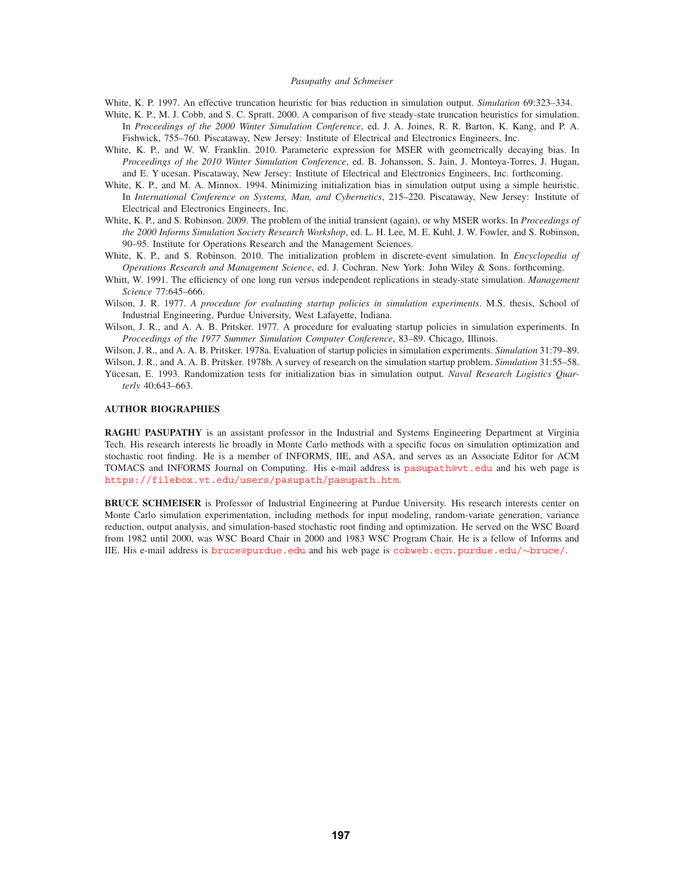White, K. P. 1997. An effective truncation heuristic for bias reduction in simulation output. *Simulation* 69:323–334.

White, K. P., M. J. Cobb, and S. C. Spratt. 2000. A comparison of five steady-state truncation heuristics for simulation. In *Proceedings of the 2000 Winter Simulation Conference*, ed. J. A. Joines, R. R. Barton, K. Kang, and P. A. Fishwick, 755–760. Piscataway, New Jersey: Institute of Electrical and Electronics Engineers, Inc.

White, K. P., and W. W. Franklin. 2010. Parameteric expression for MSER with geometrically decaying bias. In *Proceedings of the 2010 Winter Simulation Conference*, ed. B. Johansson, S. Jain, J. Montoya-Torres, J. Hugan, and E. Y ucesan. Piscataway, New Jersey: Institute of Electrical and Electronics Engineers, Inc. forthcoming.

White, K. P., and M. A. Minnox. 1994. Minimizing initialization bias in simulation output using a simple heuristic. In *International Conference on Systems, Man, and Cybernetics*, 215–220. Piscataway, New Jersey: Institute of Electrical and Electronics Engineers, Inc.

White, K. P., and S. Robinson. 2009. The problem of the initial transient (again), or why MSER works. In *Proceedings of the 2000 Informs Simulation Society Research Workshop*, ed. L. H. Lee, M. E. Kuhl, J. W. Fowler, and S. Robinson, 90–95. Institute for Operations Research and the Management Sciences.

White, K. P., and S. Robinson. 2010. The initialization problem in discrete-event simulation. In *Encyclopedia of Operations Research and Management Science*, ed. J. Cochran. New York: John Wiley & Sons. forthcoming.

Whitt, W. 1991. The efficiency of one long run versus independent replications in steady-state simulation. *Management Science* 77:645–666.

Wilson, J. R. 1977. *A procedure for evaluating startup policies in simulation experiments*. M.S. thesis, School of Industrial Engineering, Purdue University, West Lafayette, Indiana.

Wilson, J. R., and A. A. B. Pritsker. 1977. A procedure for evaluating startup policies in simulation experiments. In *Proceedings of the 1977 Summer Simulation Computer Conference*, 83–89. Chicago, Illinois.

Wilson, J. R., and A. A. B. Pritsker. 1978a. Evaluation of startup policies in simulation experiments. *Simulation* 31:79–89.

Wilson, J. R., and A. A. B. Pritsker. 1978b. A survey of research on the simulation startup problem. *Simulation* 31:55–58.

Yücesan, E. 1993. Randomization tests for initialization bias in simulation output. *Naval Research Logistics Quarterly* 40:643–663.

## AUTHOR BIOGRAPHIES

**RAGHU PASUPATHY** is an assistant professor in the Industrial and Systems Engineering Department at Virginia Tech. His research interests lie broadly in Monte Carlo methods with a specific focus on simulation optimization and stochastic root finding. He is a member of INFORMS, IIE, and ASA, and serves as an Associate Editor for ACM TOMACS and INFORMS Journal on Computing. His e-mail address is pasupath@vt.edu and his web page is https://filebox.vt.edu/users/pasupath/pasupath.htm.

**BRUCE SCHMEISER** is Professor of Industrial Engineering at Purdue University. His research interests center on Monte Carlo simulation experimentation, including methods for input modeling, random-variate generation, variance reduction, output analysis, and simulation-based stochastic root finding and optimization. He served on the WSC Board from 1982 until 2000, was WSC Board Chair in 2000 and 1983 WSC Program Chair. He is a fellow of Informs and IIE. His e-mail address is bruce@purdue.edu and his web page is cobweb.ecn.purdue.edu/∼bruce/.